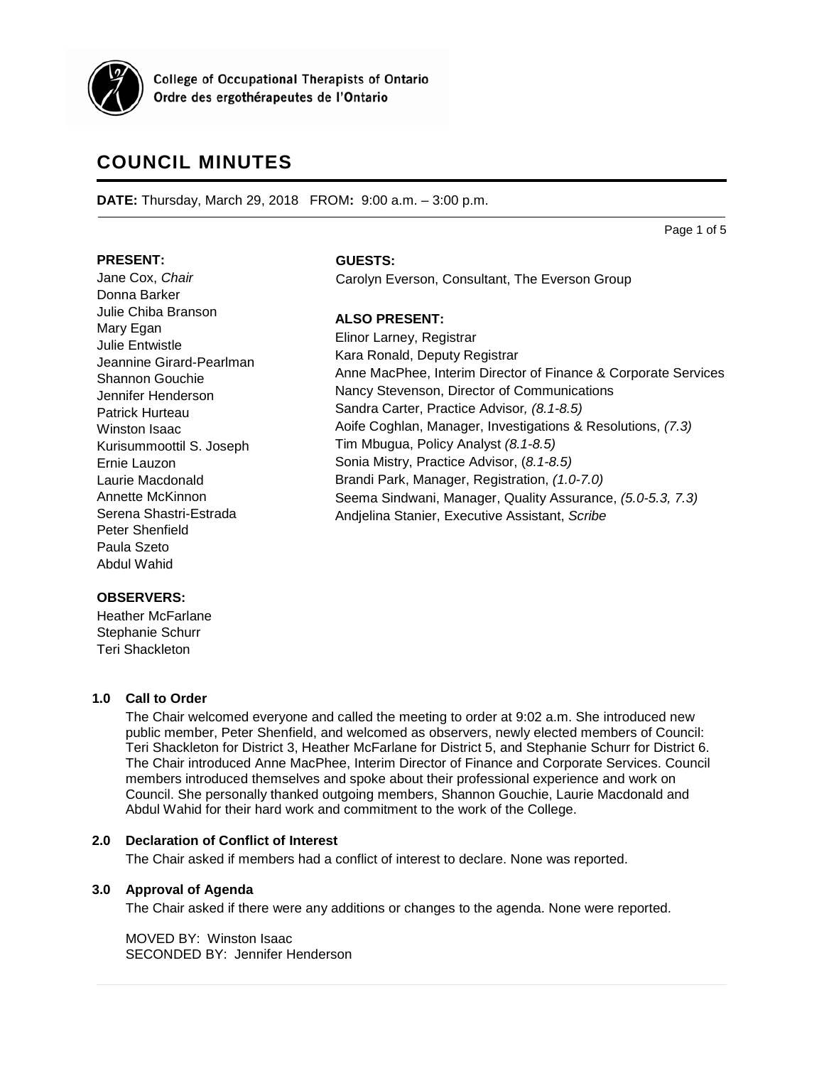College of Occupational Therapists of Ontario
Ordre des ergothérapeutes de l'Ontario

# COUNCIL MINUTES

**DATE:** Thursday, March 29, 2018 FROM**:** 9:00 a.m. – 3:00 p.m.

**PRESENT:**
Jane Cox, *Chair*
Donna Barker
Julie Chiba Branson
Mary Egan
Julie Entwistle
Jeannine Girard-Pearlman
Shannon Gouchie
Jennifer Henderson
Patrick Hurteau
Winston Isaac
Kurisummoottil S. Joseph
Ernie Lauzon
Laurie Macdonald
Annette McKinnon
Serena Shastri-Estrada
Peter Shenfield
Paula Szeto
Abdul Wahid

**GUESTS:**
Carolyn Everson, Consultant, The Everson Group

**ALSO PRESENT:**
Elinor Larney, Registrar
Kara Ronald, Deputy Registrar
Anne MacPhee, Interim Director of Finance & Corporate Services
Nancy Stevenson, Director of Communications
Sandra Carter, Practice Advisor*, (8.1-8.5)*
Aoife Coghlan, Manager, Investigations & Resolutions, *(7.3)*
Tim Mbugua, Policy Analyst *(8.1-8.5)*
Sonia Mistry, Practice Advisor, (*8.1-8.5)*
Brandi Park, Manager, Registration, *(1.0-7.0)*
Seema Sindwani, Manager, Quality Assurance, *(5.0-5.3, 7.3)*
Andjelina Stanier, Executive Assistant, *Scribe*

**OBSERVERS:**
Heather McFarlane
Stephanie Schurr
Teri Shackleton

## 1.0 Call to Order

The Chair welcomed everyone and called the meeting to order at 9:02 a.m. She introduced new public member, Peter Shenfield, and welcomed as observers, newly elected members of Council: Teri Shackleton for District 3, Heather McFarlane for District 5, and Stephanie Schurr for District 6. The Chair introduced Anne MacPhee, Interim Director of Finance and Corporate Services. Council members introduced themselves and spoke about their professional experience and work on Council. She personally thanked outgoing members, Shannon Gouchie, Laurie Macdonald and Abdul Wahid for their hard work and commitment to the work of the College.

## 2.0 Declaration of Conflict of Interest

The Chair asked if members had a conflict of interest to declare. None was reported.

## 3.0 Approval of Agenda

The Chair asked if there were any additions or changes to the agenda. None were reported.

MOVED BY: Winston Isaac
SECONDED BY: Jennifer Henderson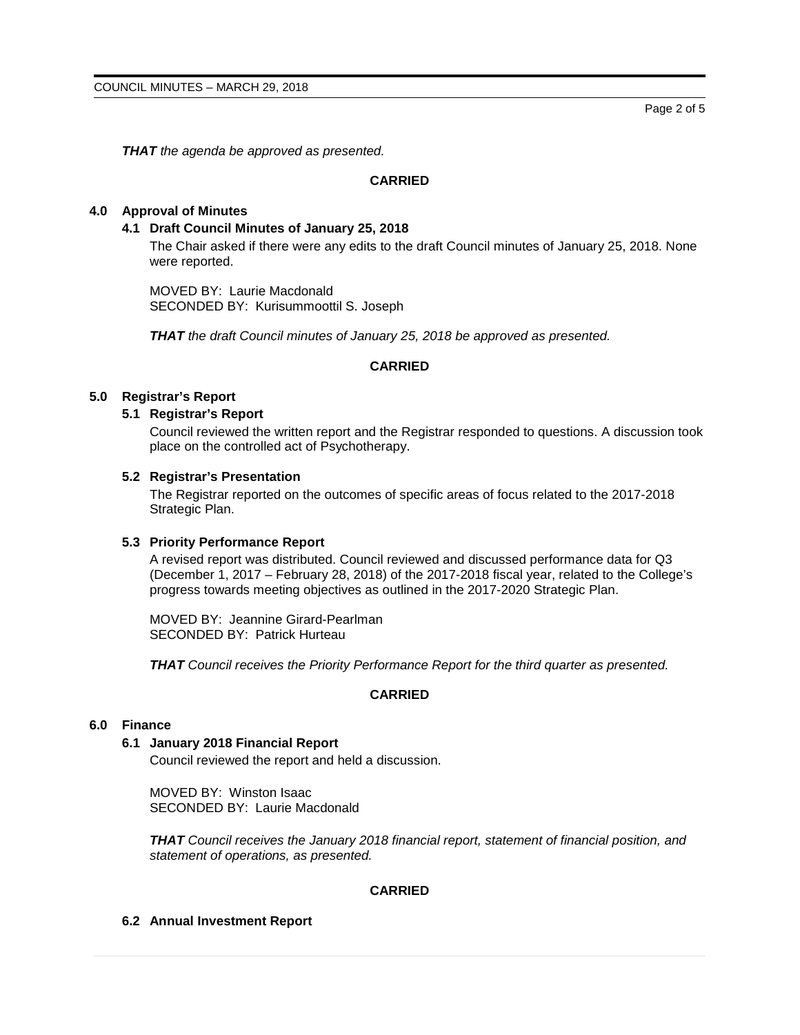***THAT*** *the agenda be approved as presented.*

**CARRIED**

## 4.0 Approval of Minutes

### 4.1 Draft Council Minutes of January 25, 2018

The Chair asked if there were any edits to the draft Council minutes of January 25, 2018. None were reported.

MOVED BY: Laurie Macdonald
SECONDED BY: Kurisummoottil S. Joseph

***THAT*** *the draft Council minutes of January 25, 2018 be approved as presented.*

**CARRIED**

## 5.0 Registrar's Report

### 5.1 Registrar's Report

Council reviewed the written report and the Registrar responded to questions. A discussion took place on the controlled act of Psychotherapy.

### 5.2 Registrar's Presentation

The Registrar reported on the outcomes of specific areas of focus related to the 2017-2018 Strategic Plan.

### 5.3 Priority Performance Report

A revised report was distributed. Council reviewed and discussed performance data for Q3 (December 1, 2017 – February 28, 2018) of the 2017-2018 fiscal year, related to the College's progress towards meeting objectives as outlined in the 2017-2020 Strategic Plan.

MOVED BY: Jeannine Girard-Pearlman
SECONDED BY: Patrick Hurteau

***THAT*** *Council receives the Priority Performance Report for the third quarter as presented.*

**CARRIED**

## 6.0 Finance

### 6.1 January 2018 Financial Report

Council reviewed the report and held a discussion.

MOVED BY: Winston Isaac
SECONDED BY: Laurie Macdonald

***THAT*** *Council receives the January 2018 financial report, statement of financial position, and statement of operations, as presented.*

**CARRIED**

### 6.2 Annual Investment Report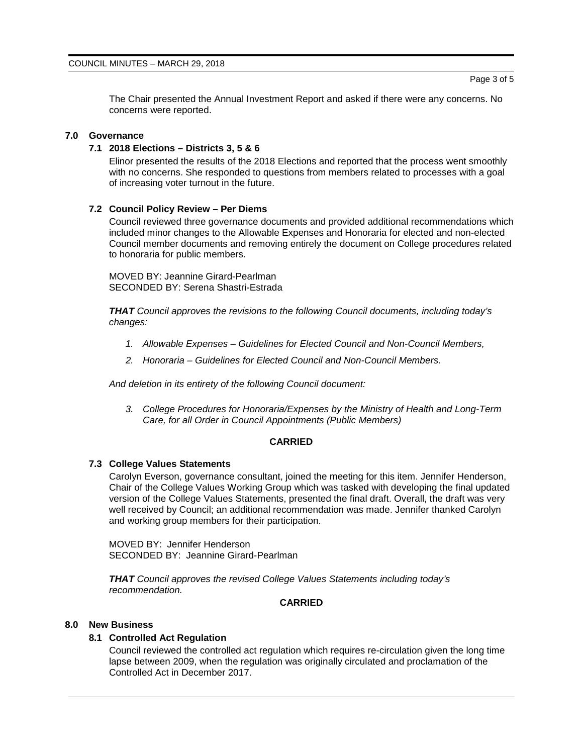The Chair presented the Annual Investment Report and asked if there were any concerns. No concerns were reported.

## 7.0 Governance

### 7.1 2018 Elections – Districts 3, 5 & 6

Elinor presented the results of the 2018 Elections and reported that the process went smoothly with no concerns. She responded to questions from members related to processes with a goal of increasing voter turnout in the future.

### 7.2 Council Policy Review – Per Diems

Council reviewed three governance documents and provided additional recommendations which included minor changes to the Allowable Expenses and Honoraria for elected and non-elected Council member documents and removing entirely the document on College procedures related to honoraria for public members.

MOVED BY: Jeannine Girard-Pearlman
SECONDED BY: Serena Shastri-Estrada

***THAT** Council approves the revisions to the following Council documents, including today's changes:*

1. *Allowable Expenses – Guidelines for Elected Council and Non-Council Members,*
2. *Honoraria – Guidelines for Elected Council and Non-Council Members.*

*And deletion in its entirety of the following Council document:*

3. *College Procedures for Honoraria/Expenses by the Ministry of Health and Long-Term Care, for all Order in Council Appointments (Public Members)*

**CARRIED**

### 7.3 College Values Statements

Carolyn Everson, governance consultant, joined the meeting for this item. Jennifer Henderson, Chair of the College Values Working Group which was tasked with developing the final updated version of the College Values Statements, presented the final draft. Overall, the draft was very well received by Council; an additional recommendation was made. Jennifer thanked Carolyn and working group members for their participation.

MOVED BY: Jennifer Henderson
SECONDED BY: Jeannine Girard-Pearlman

***THAT** Council approves the revised College Values Statements including today's recommendation.*

**CARRIED**

## 8.0 New Business

### 8.1 Controlled Act Regulation

Council reviewed the controlled act regulation which requires re-circulation given the long time lapse between 2009, when the regulation was originally circulated and proclamation of the Controlled Act in December 2017.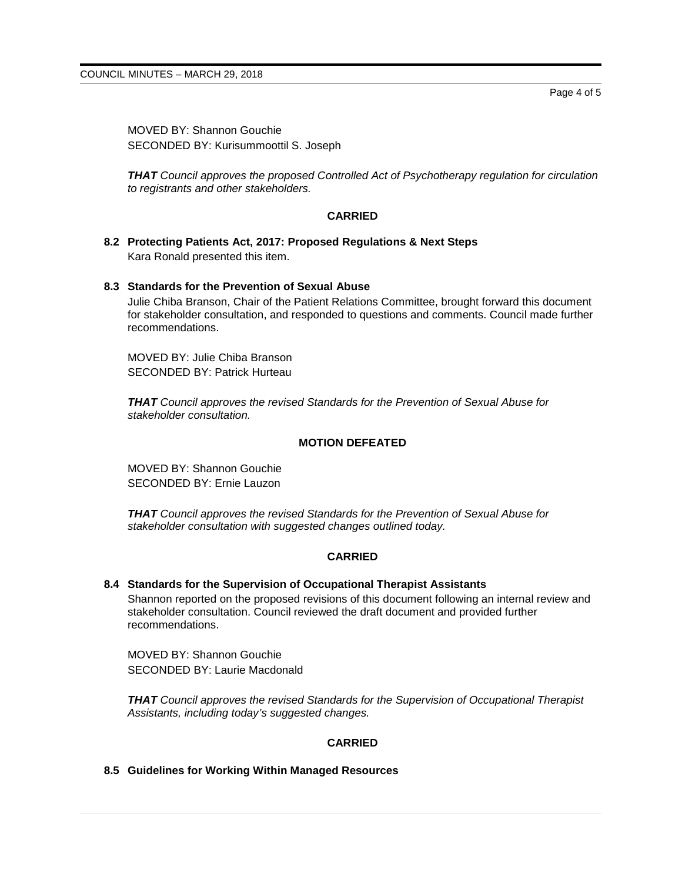MOVED BY: Shannon Gouchie
SECONDED BY: Kurisummoottil S. Joseph

***THAT** Council approves the proposed Controlled Act of Psychotherapy regulation for circulation to registrants and other stakeholders.*

**CARRIED**

### 8.2 Protecting Patients Act, 2017: Proposed Regulations & Next Steps

Kara Ronald presented this item.

### 8.3 Standards for the Prevention of Sexual Abuse

Julie Chiba Branson, Chair of the Patient Relations Committee, brought forward this document for stakeholder consultation, and responded to questions and comments. Council made further recommendations.

MOVED BY: Julie Chiba Branson
SECONDED BY: Patrick Hurteau

***THAT** Council approves the revised Standards for the Prevention of Sexual Abuse for stakeholder consultation.*

**MOTION DEFEATED**

MOVED BY: Shannon Gouchie
SECONDED BY: Ernie Lauzon

***THAT** Council approves the revised Standards for the Prevention of Sexual Abuse for stakeholder consultation with suggested changes outlined today.*

**CARRIED**

### 8.4 Standards for the Supervision of Occupational Therapist Assistants

Shannon reported on the proposed revisions of this document following an internal review and stakeholder consultation. Council reviewed the draft document and provided further recommendations.

MOVED BY: Shannon Gouchie
SECONDED BY: Laurie Macdonald

***THAT** Council approves the revised Standards for the Supervision of Occupational Therapist Assistants, including today's suggested changes.*

**CARRIED**

### 8.5 Guidelines for Working Within Managed Resources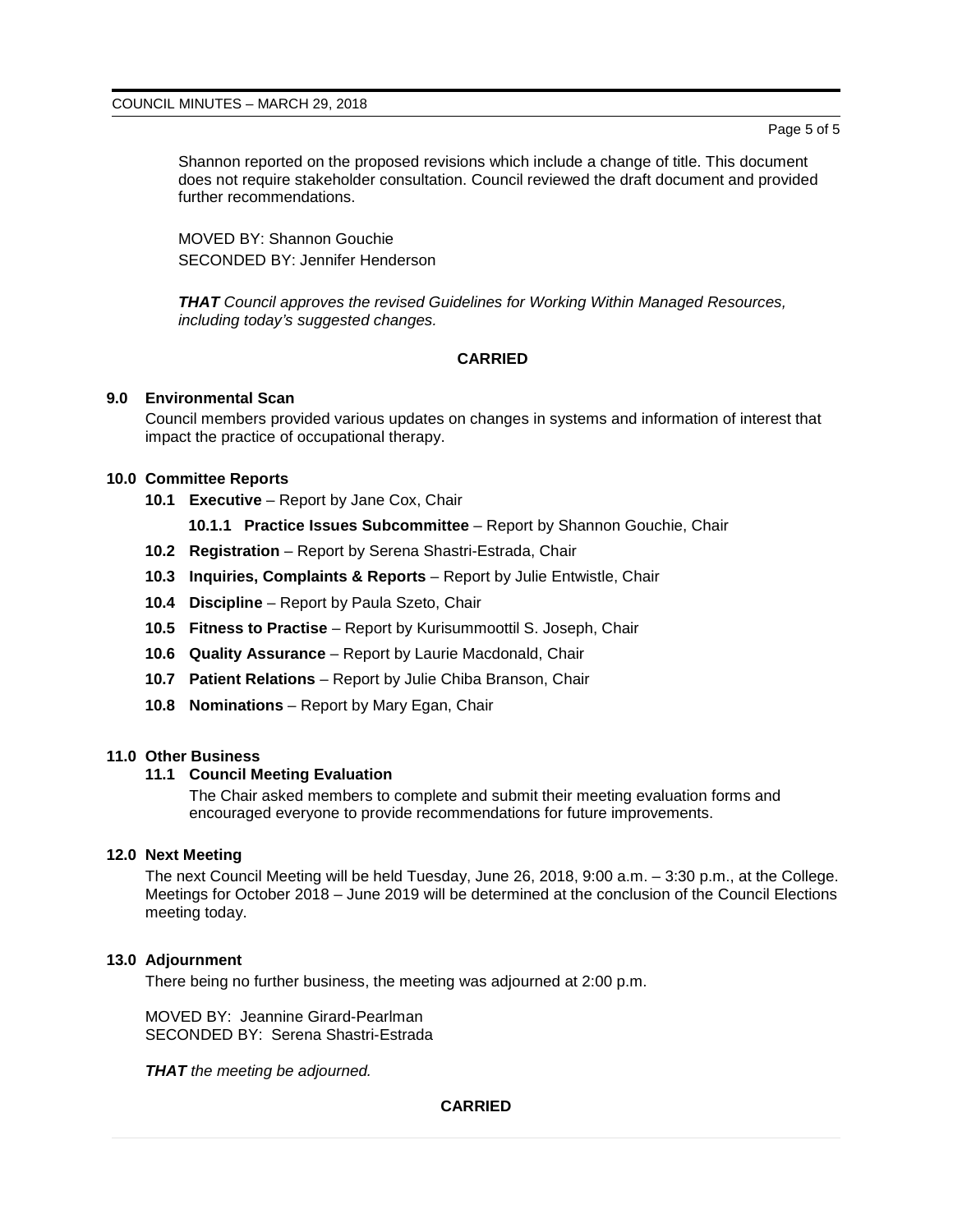Shannon reported on the proposed revisions which include a change of title. This document does not require stakeholder consultation. Council reviewed the draft document and provided further recommendations.

MOVED BY: Shannon Gouchie
SECONDED BY: Jennifer Henderson

***THAT** Council approves the revised Guidelines for Working Within Managed Resources, including today's suggested changes.*

**CARRIED**

## 9.0 Environmental Scan

Council members provided various updates on changes in systems and information of interest that impact the practice of occupational therapy.

## 10.0 Committee Reports

- **10.1 Executive** – Report by Jane Cox, Chair
  - **10.1.1 Practice Issues Subcommittee** – Report by Shannon Gouchie, Chair
- **10.2 Registration** – Report by Serena Shastri-Estrada, Chair
- **10.3 Inquiries, Complaints & Reports** – Report by Julie Entwistle, Chair
- **10.4 Discipline** – Report by Paula Szeto, Chair
- **10.5 Fitness to Practise** – Report by Kurisummoottil S. Joseph, Chair
- **10.6 Quality Assurance** – Report by Laurie Macdonald, Chair
- **10.7 Patient Relations** – Report by Julie Chiba Branson, Chair
- **10.8 Nominations** – Report by Mary Egan, Chair

## 11.0 Other Business

### 11.1 Council Meeting Evaluation

The Chair asked members to complete and submit their meeting evaluation forms and encouraged everyone to provide recommendations for future improvements.

## 12.0 Next Meeting

The next Council Meeting will be held Tuesday, June 26, 2018, 9:00 a.m. – 3:30 p.m., at the College. Meetings for October 2018 – June 2019 will be determined at the conclusion of the Council Elections meeting today.

## 13.0 Adjournment

There being no further business, the meeting was adjourned at 2:00 p.m.

MOVED BY: Jeannine Girard-Pearlman
SECONDED BY: Serena Shastri-Estrada

***THAT** the meeting be adjourned.*

**CARRIED**